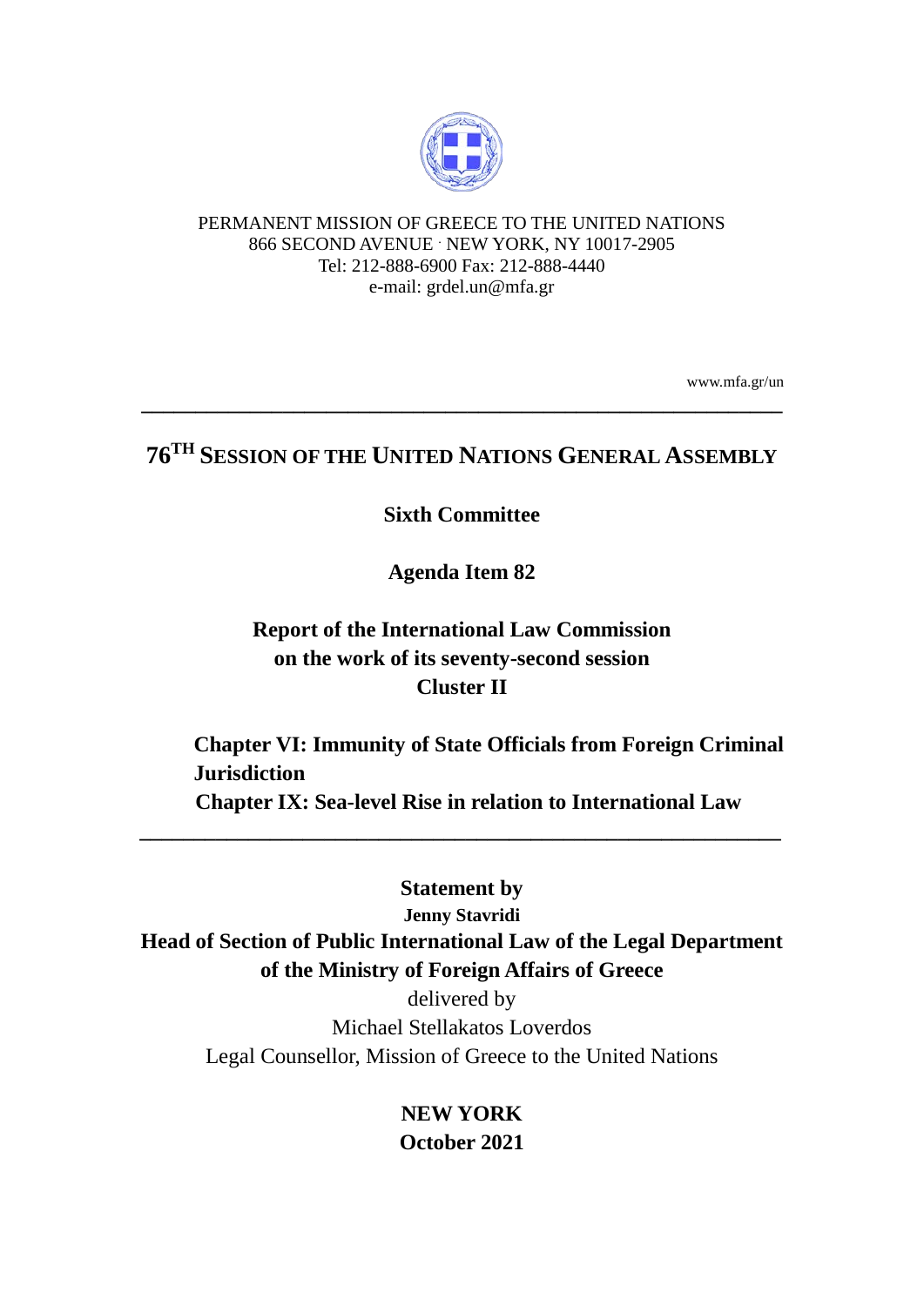PERMANENT MISSION OF GREECE TO THE UNITED NATIONS
866 SECOND AVENUE · NEW YORK, NY 10017-2905
Tel: 212-888-6900 Fax: 212-888-4440
e-mail: grdel.un@mfa.gr

www.mfa.gr/un

---

# 76TH SESSION OF THE UNITED NATIONS GENERAL ASSEMBLY

**Sixth Committee**

**Agenda Item 82**

**Report of the International Law Commission on the work of its seventy-second session**
**Cluster II**

**Chapter VI: Immunity of State Officials from Foreign Criminal Jurisdiction**
**Chapter IX: Sea-level Rise in relation to International Law**

---

**Statement by**
**Jenny Stavridi**
**Head of Section of Public International Law of the Legal Department of the Ministry of Foreign Affairs of Greece**
delivered by
Michael Stellakatos Loverdos
Legal Counsellor, Mission of Greece to the United Nations

**NEW YORK**
**October 2021**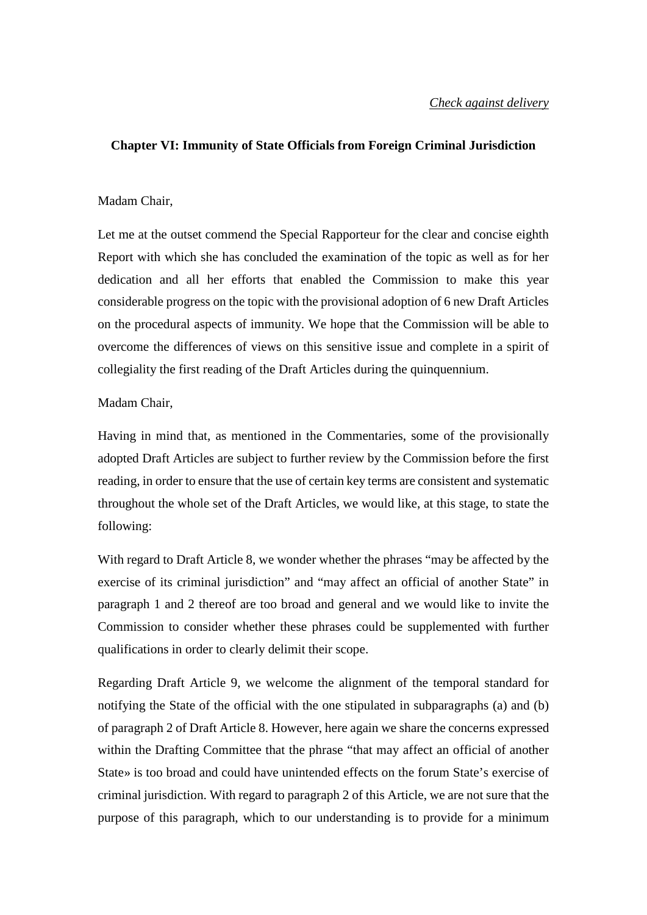*Check against delivery*

**Chapter VI: Immunity of State Officials from Foreign Criminal Jurisdiction**

Madam Chair,

Let me at the outset commend the Special Rapporteur for the clear and concise eighth Report with which she has concluded the examination of the topic as well as for her dedication and all her efforts that enabled the Commission to make this year considerable progress on the topic with the provisional adoption of 6 new Draft Articles on the procedural aspects of immunity. We hope that the Commission will be able to overcome the differences of views on this sensitive issue and complete in a spirit of collegiality the first reading of the Draft Articles during the quinquennium.

Madam Chair,

Having in mind that, as mentioned in the Commentaries, some of the provisionally adopted Draft Articles are subject to further review by the Commission before the first reading, in order to ensure that the use of certain key terms are consistent and systematic throughout the whole set of the Draft Articles, we would like, at this stage, to state the following:

With regard to Draft Article 8, we wonder whether the phrases "may be affected by the exercise of its criminal jurisdiction" and "may affect an official of another State" in paragraph 1 and 2 thereof are too broad and general and we would like to invite the Commission to consider whether these phrases could be supplemented with further qualifications in order to clearly delimit their scope.

Regarding Draft Article 9, we welcome the alignment of the temporal standard for notifying the State of the official with the one stipulated in subparagraphs (a) and (b) of paragraph 2 of Draft Article 8. However, here again we share the concerns expressed within the Drafting Committee that the phrase "that may affect an official of another State» is too broad and could have unintended effects on the forum State's exercise of criminal jurisdiction. With regard to paragraph 2 of this Article, we are not sure that the purpose of this paragraph, which to our understanding is to provide for a minimum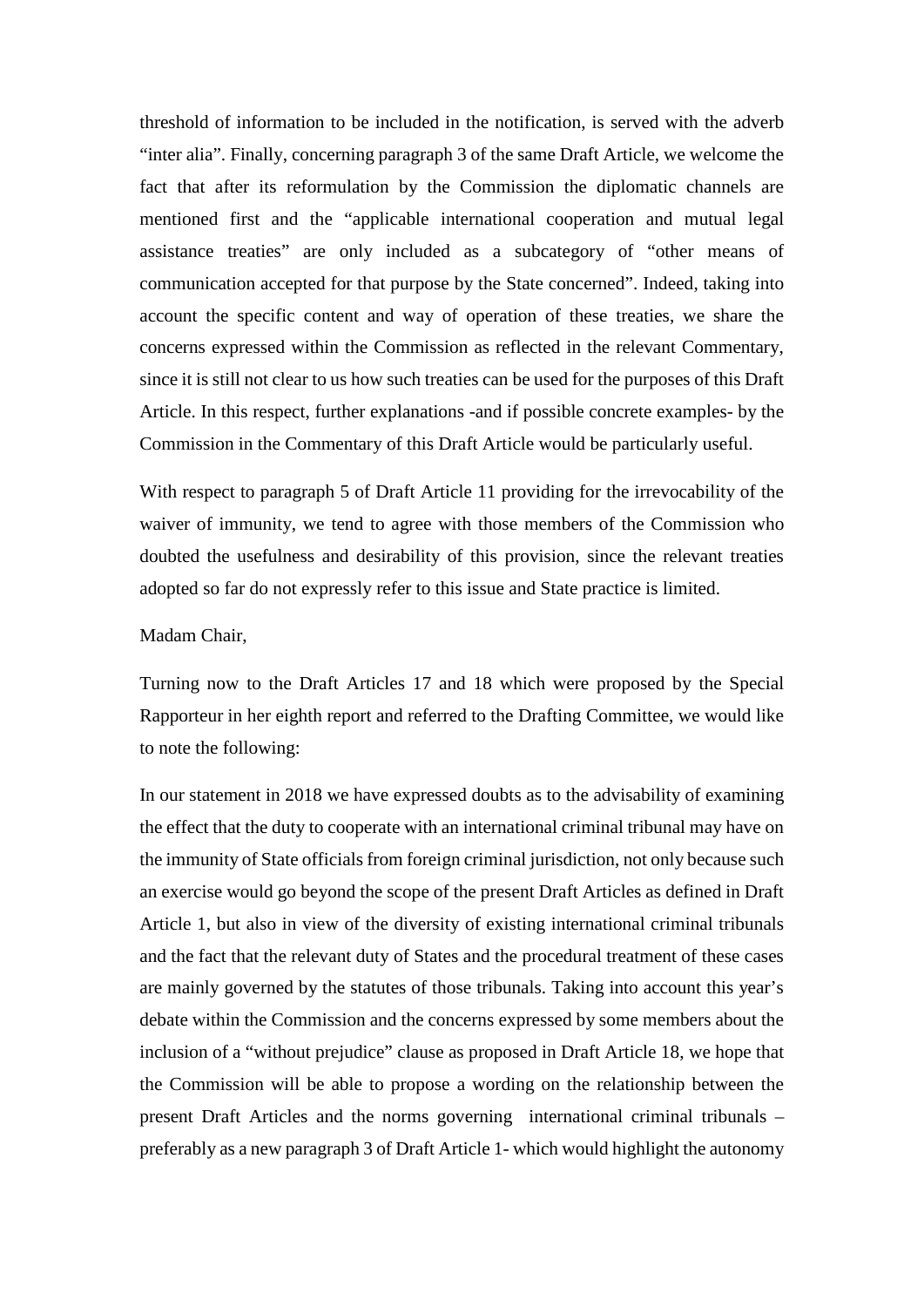threshold of information to be included in the notification, is served with the adverb "inter alia". Finally, concerning paragraph 3 of the same Draft Article, we welcome the fact that after its reformulation by the Commission the diplomatic channels are mentioned first and the "applicable international cooperation and mutual legal assistance treaties" are only included as a subcategory of "other means of communication accepted for that purpose by the State concerned". Indeed, taking into account the specific content and way of operation of these treaties, we share the concerns expressed within the Commission as reflected in the relevant Commentary, since it is still not clear to us how such treaties can be used for the purposes of this Draft Article. In this respect, further explanations -and if possible concrete examples- by the Commission in the Commentary of this Draft Article would be particularly useful.

With respect to paragraph 5 of Draft Article 11 providing for the irrevocability of the waiver of immunity, we tend to agree with those members of the Commission who doubted the usefulness and desirability of this provision, since the relevant treaties adopted so far do not expressly refer to this issue and State practice is limited.

Madam Chair,

Turning now to the Draft Articles 17 and 18 which were proposed by the Special Rapporteur in her eighth report and referred to the Drafting Committee, we would like to note the following:

In our statement in 2018 we have expressed doubts as to the advisability of examining the effect that the duty to cooperate with an international criminal tribunal may have on the immunity of State officials from foreign criminal jurisdiction, not only because such an exercise would go beyond the scope of the present Draft Articles as defined in Draft Article 1, but also in view of the diversity of existing international criminal tribunals and the fact that the relevant duty of States and the procedural treatment of these cases are mainly governed by the statutes of those tribunals. Taking into account this year's debate within the Commission and the concerns expressed by some members about the inclusion of a "without prejudice" clause as proposed in Draft Article 18, we hope that the Commission will be able to propose a wording on the relationship between the present Draft Articles and the norms governing international criminal tribunals – preferably as a new paragraph 3 of Draft Article 1- which would highlight the autonomy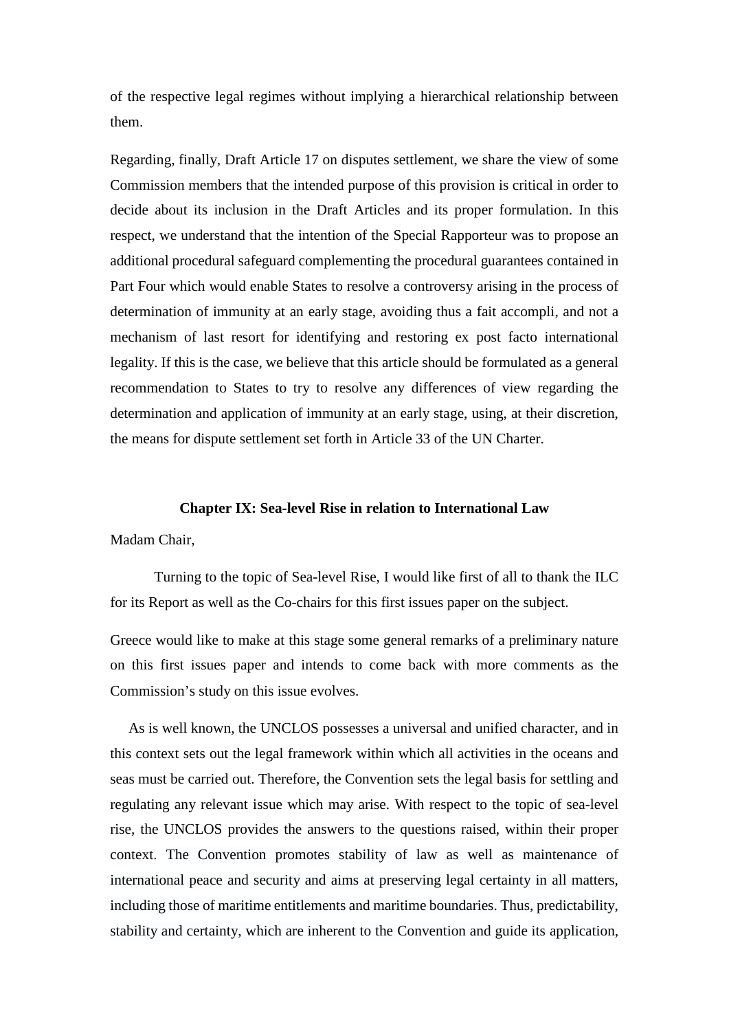of the respective legal regimes without implying a hierarchical relationship between them.

Regarding, finally, Draft Article 17 on disputes settlement, we share the view of some Commission members that the intended purpose of this provision is critical in order to decide about its inclusion in the Draft Articles and its proper formulation. In this respect, we understand that the intention of the Special Rapporteur was to propose an additional procedural safeguard complementing the procedural guarantees contained in Part Four which would enable States to resolve a controversy arising in the process of determination of immunity at an early stage, avoiding thus a fait accompli, and not a mechanism of last resort for identifying and restoring ex post facto international legality. If this is the case, we believe that this article should be formulated as a general recommendation to States to try to resolve any differences of view regarding the determination and application of immunity at an early stage, using, at their discretion, the means for dispute settlement set forth in Article 33 of the UN Charter.

## Chapter IX: Sea-level Rise in relation to International Law

Madam Chair,

Turning to the topic of Sea-level Rise, I would like first of all to thank the ILC for its Report as well as the Co-chairs for this first issues paper on the subject.

Greece would like to make at this stage some general remarks of a preliminary nature on this first issues paper and intends to come back with more comments as the Commission's study on this issue evolves.

As is well known, the UNCLOS possesses a universal and unified character, and in this context sets out the legal framework within which all activities in the oceans and seas must be carried out. Therefore, the Convention sets the legal basis for settling and regulating any relevant issue which may arise. With respect to the topic of sea-level rise, the UNCLOS provides the answers to the questions raised, within their proper context. The Convention promotes stability of law as well as maintenance of international peace and security and aims at preserving legal certainty in all matters, including those of maritime entitlements and maritime boundaries. Thus, predictability, stability and certainty, which are inherent to the Convention and guide its application,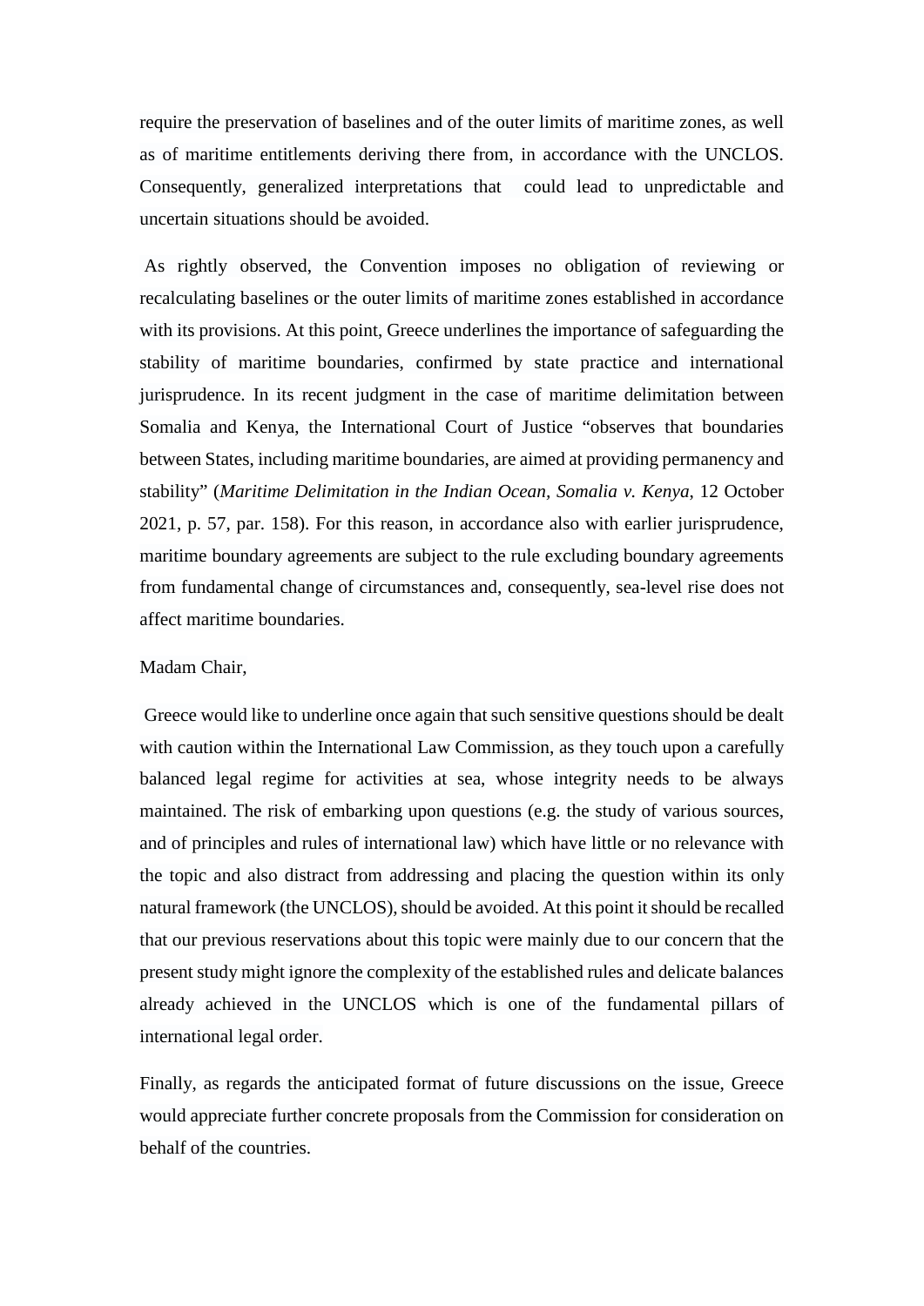require the preservation of baselines and of the outer limits of maritime zones, as well as of maritime entitlements deriving there from, in accordance with the UNCLOS. Consequently, generalized interpretations that could lead to unpredictable and uncertain situations should be avoided.

As rightly observed, the Convention imposes no obligation of reviewing or recalculating baselines or the outer limits of maritime zones established in accordance with its provisions. At this point, Greece underlines the importance of safeguarding the stability of maritime boundaries, confirmed by state practice and international jurisprudence. In its recent judgment in the case of maritime delimitation between Somalia and Kenya, the International Court of Justice "observes that boundaries between States, including maritime boundaries, are aimed at providing permanency and stability" (*Maritime Delimitation in the Indian Ocean, Somalia v. Kenya*, 12 October 2021, p. 57, par. 158). For this reason, in accordance also with earlier jurisprudence, maritime boundary agreements are subject to the rule excluding boundary agreements from fundamental change of circumstances and, consequently, sea-level rise does not affect maritime boundaries.

Madam Chair,

Greece would like to underline once again that such sensitive questions should be dealt with caution within the International Law Commission, as they touch upon a carefully balanced legal regime for activities at sea, whose integrity needs to be always maintained. The risk of embarking upon questions (e.g. the study of various sources, and of principles and rules of international law) which have little or no relevance with the topic and also distract from addressing and placing the question within its only natural framework (the UNCLOS), should be avoided. At this point it should be recalled that our previous reservations about this topic were mainly due to our concern that the present study might ignore the complexity of the established rules and delicate balances already achieved in the UNCLOS which is one of the fundamental pillars of international legal order.

Finally, as regards the anticipated format of future discussions on the issue, Greece would appreciate further concrete proposals from the Commission for consideration on behalf of the countries.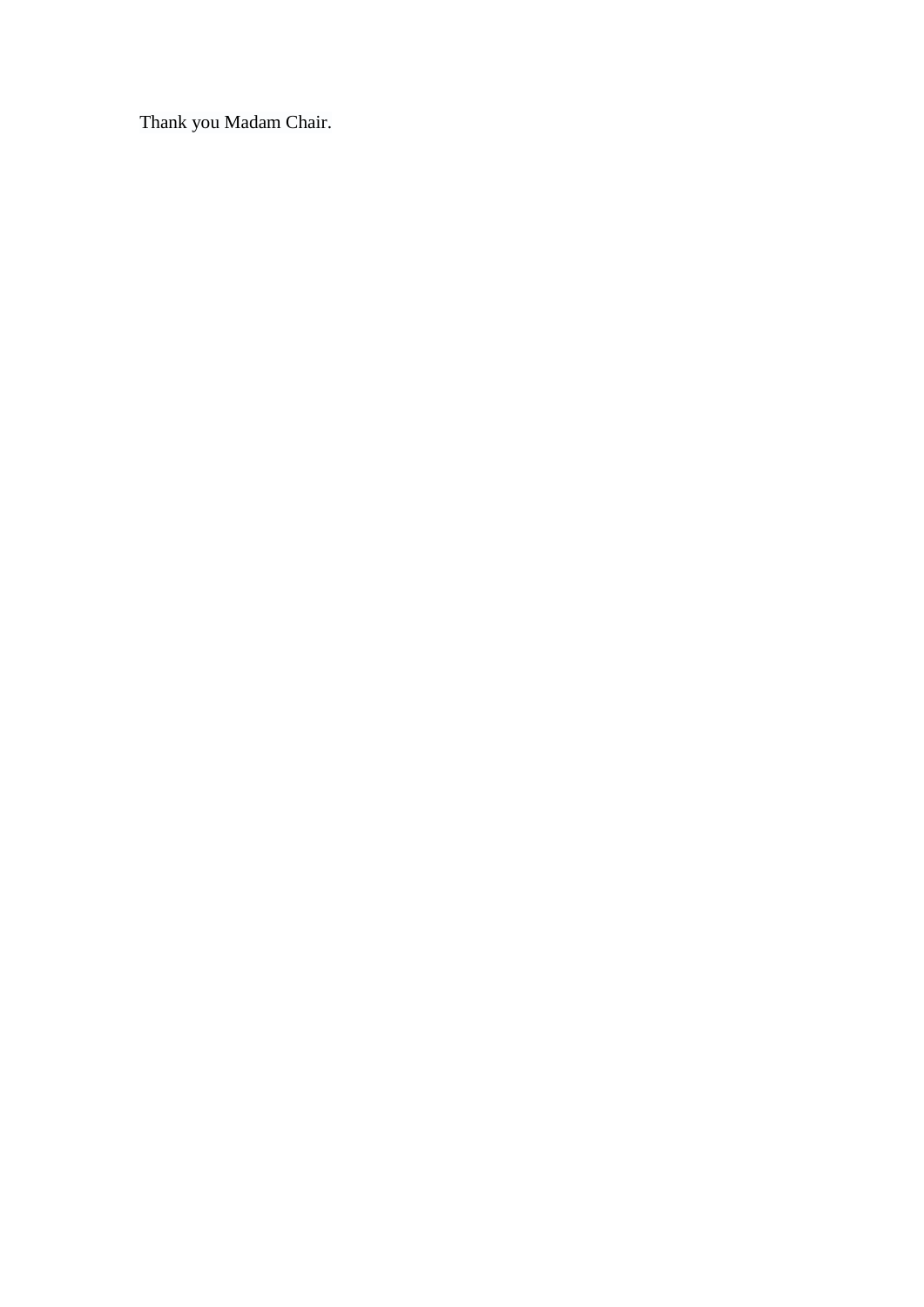Thank you Madam Chair.